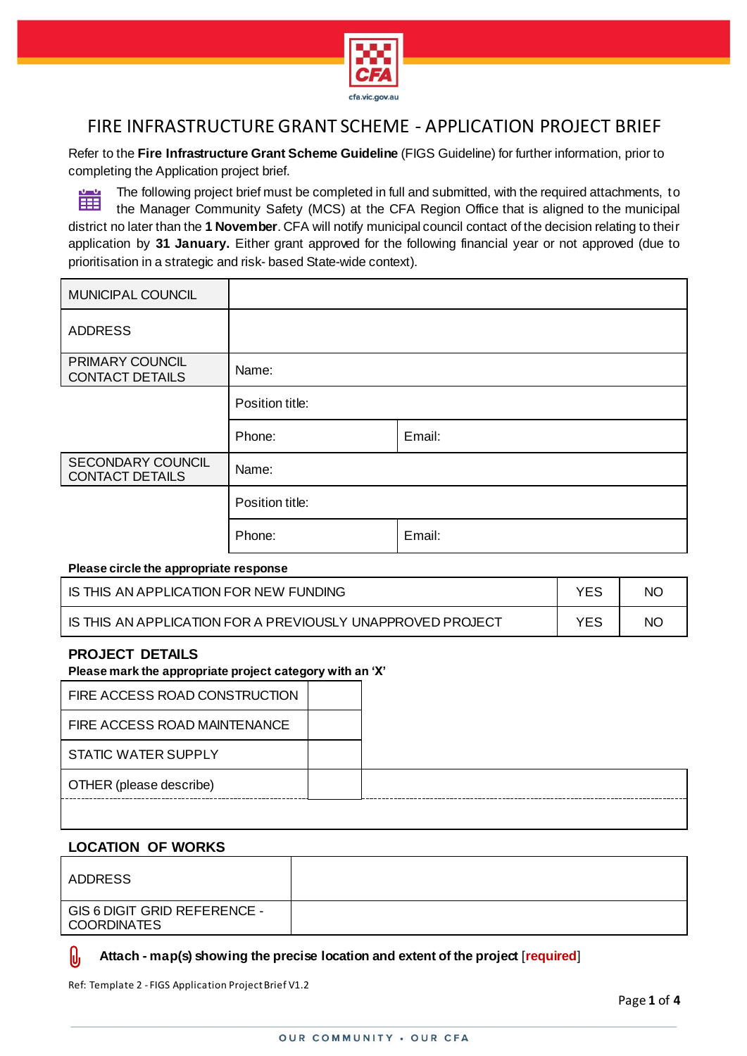# FIRE INFRASTRUCTURE GRANT SCHEME - APPLICATION PROJECT BRIEF

Refer to the **Fire Infrastructure Grant Scheme Guideline** (FIGS Guideline) for further information, prior to completing the Application project brief.

The following project brief must be completed in full and submitted, with the required attachments, to the Manager Community Safety (MCS) at the CFA Region Office that is aligned to the municipal district no later than the **1 November**. CFA will notify municipal council contact of the decision relating to their application by **31 January.** Either grant approved for the following financial year or not approved (due to prioritisation in a strategic and risk- based State-wide context).

| | | |
|---|---|---|
| MUNICIPAL COUNCIL | | |
| ADDRESS | | |
| PRIMARY COUNCIL CONTACT DETAILS | Name: | |
| | Position title: | |
| | Phone: | Email: |
| SECONDARY COUNCIL CONTACT DETAILS | Name: | |
| | Position title: | |
| | Phone: | Email: |

**Please circle the appropriate response**

| | | |
|---|---|---|
| IS THIS AN APPLICATION FOR NEW FUNDING | YES | NO |
| IS THIS AN APPLICATION FOR A PREVIOUSLY UNAPPROVED PROJECT | YES | NO |

## PROJECT DETAILS

**Please mark the appropriate project category with an 'X'**

| | | |
|---|---|---|
| FIRE ACCESS ROAD CONSTRUCTION | | |
| FIRE ACCESS ROAD MAINTENANCE | | |
| STATIC WATER SUPPLY | | |
| OTHER (please describe) | | |
| | | |

## LOCATION OF WORKS

| | |
|---|---|
| ADDRESS | |
| GIS 6 DIGIT GRID REFERENCE - COORDINATES | |

**Attach - map(s) showing the precise location and extent of the project** [**required**]

Ref: Template 2 - FIGS Application Project Brief V1.2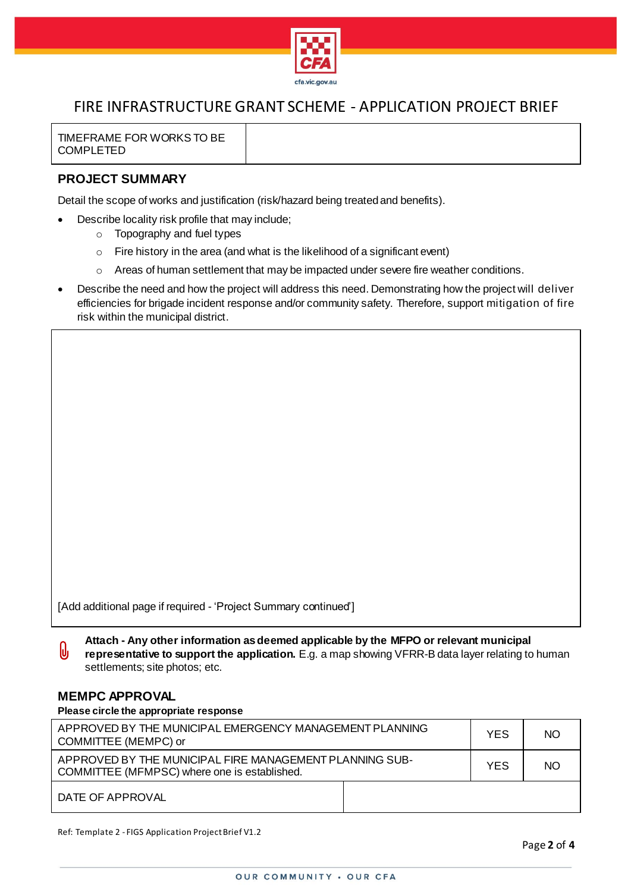# FIRE INFRASTRUCTURE GRANT SCHEME - APPLICATION PROJECT BRIEF

| TIMEFRAME FOR WORKS TO BE COMPLETED | |
|---|---|

## PROJECT SUMMARY

Detail the scope of works and justification (risk/hazard being treated and benefits).

- Describe locality risk profile that may include;
  - Topography and fuel types
  - Fire history in the area (and what is the likelihood of a significant event)
  - Areas of human settlement that may be impacted under severe fire weather conditions.
- Describe the need and how the project will address this need. Demonstrating how the project will deliver efficiencies for brigade incident response and/or community safety. Therefore, support mitigation of fire risk within the municipal district.

[Add additional page if required - 'Project Summary continued']

**Attach - Any other information as deemed applicable by the MFPO or relevant municipal representative to support the application.** E.g. a map showing VFRR-B data layer relating to human settlements; site photos; etc.

## MEMPC APPROVAL

**Please circle the appropriate response**

| | | |
|---|---|---|
| APPROVED BY THE MUNICIPAL EMERGENCY MANAGEMENT PLANNING COMMITTEE (MEMPC) or | YES | NO |
| APPROVED BY THE MUNICIPAL FIRE MANAGEMENT PLANNING SUB-COMMITTEE (MFMPSC) where one is established. | YES | NO |
| DATE OF APPROVAL | | |

Ref: Template 2 - FIGS Application Project Brief V1.2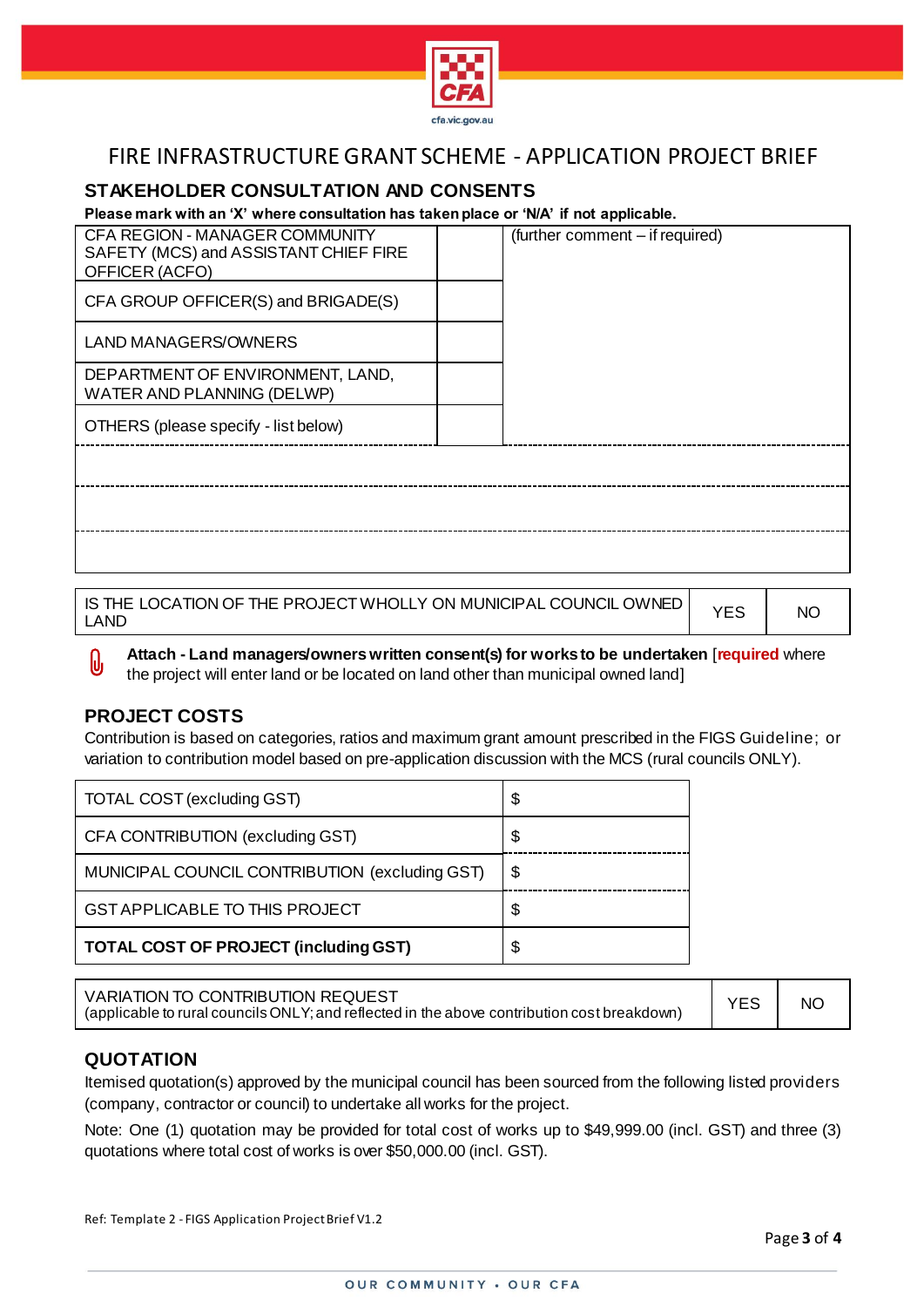# FIRE INFRASTRUCTURE GRANT SCHEME - APPLICATION PROJECT BRIEF

## STAKEHOLDER CONSULTATION AND CONSENTS

**Please mark with an 'X' where consultation has taken place or 'N/A' if not applicable.**

| | | (further comment – if required) |
|---|---|---|
| CFA REGION - MANAGER COMMUNITY SAFETY (MCS) and ASSISTANT CHIEF FIRE OFFICER (ACFO) | | |
| CFA GROUP OFFICER(S) and BRIGADE(S) | | |
| LAND MANAGERS/OWNERS | | |
| DEPARTMENT OF ENVIRONMENT, LAND, WATER AND PLANNING (DELWP) | | |
| OTHERS (please specify - list below) | | |
| | | |
| | | |
| | | |

| IS THE LOCATION OF THE PROJECT WHOLLY ON MUNICIPAL COUNCIL OWNED LAND | YES | NO |
|---|---|---|

**Attach - Land managers/owners written consent(s) for works to be undertaken** [**required** where the project will enter land or be located on land other than municipal owned land]

## PROJECT COSTS

Contribution is based on categories, ratios and maximum grant amount prescribed in the FIGS Guideline; or variation to contribution model based on pre-application discussion with the MCS (rural councils ONLY).

| | |
|---|---|
| TOTAL COST (excluding GST) | $ |
| CFA CONTRIBUTION (excluding GST) | $ |
| MUNICIPAL COUNCIL CONTRIBUTION (excluding GST) | $ |
| GST APPLICABLE TO THIS PROJECT | $ |
| **TOTAL COST OF PROJECT (including GST)** | $ |

| VARIATION TO CONTRIBUTION REQUEST (applicable to rural councils ONLY; and reflected in the above contribution cost breakdown) | YES | NO |
|---|---|---|

## QUOTATION

Itemised quotation(s) approved by the municipal council has been sourced from the following listed providers (company, contractor or council) to undertake all works for the project.

Note: One (1) quotation may be provided for total cost of works up to $49,999.00 (incl. GST) and three (3) quotations where total cost of works is over $50,000.00 (incl. GST).

Ref: Template 2 - FIGS Application Project Brief V1.2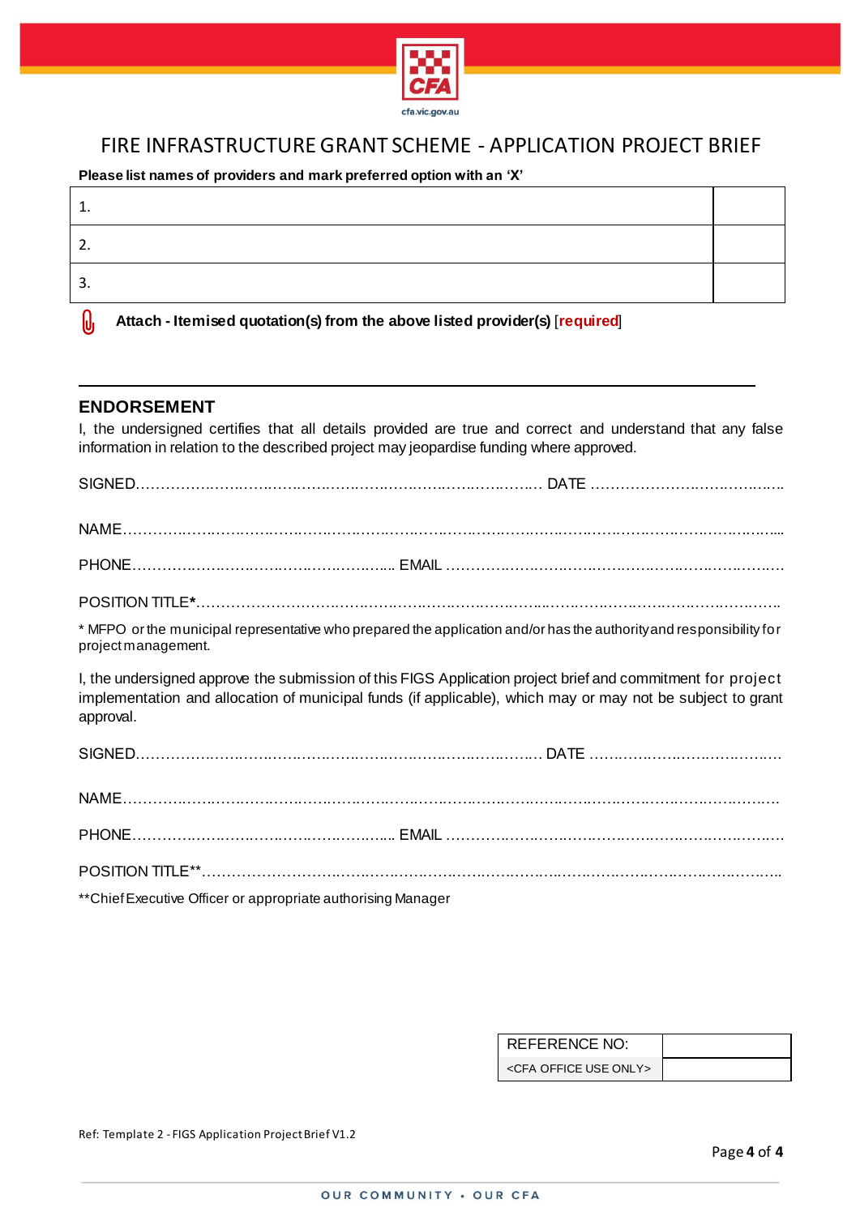# FIRE INFRASTRUCTURE GRANT SCHEME - APPLICATION PROJECT BRIEF

**Please list names of providers and mark preferred option with an 'X'**

| | |
|---|---|
| 1. | |
| 2. | |
| 3. | |

**Attach - Itemised quotation(s) from the above listed provider(s)** [**required**]

---

## ENDORSEMENT

I, the undersigned certifies that all details provided are true and correct and understand that any false information in relation to the described project may jeopardise funding where approved.

SIGNED…………………………………………………………………………… DATE ……………………………………

NAME……………………………………………………………………………………………………………………

PHONE………………………………………………… EMAIL ………………………………………………………

POSITION TITLE*…………………………………………………………………………………………………………

\* MFPO or the municipal representative who prepared the application and/or has the authority and responsibility for project management.

I, the undersigned approve the submission of this FIGS Application project brief and commitment for project implementation and allocation of municipal funds (if applicable), which may or may not be subject to grant approval.

SIGNED…………………………………………………………………………… DATE ……………………………………

NAME……………………………………………………………………………………………………………………

PHONE………………………………………………… EMAIL ………………………………………………………

POSITION TITLE**…………………………………………………………………………………………………………

**Chief Executive Officer or appropriate authorising Manager

| | |
|---|---|
| REFERENCE NO: | |
| <CFA OFFICE USE ONLY> | |

Ref: Template 2 - FIGS Application Project Brief V1.2